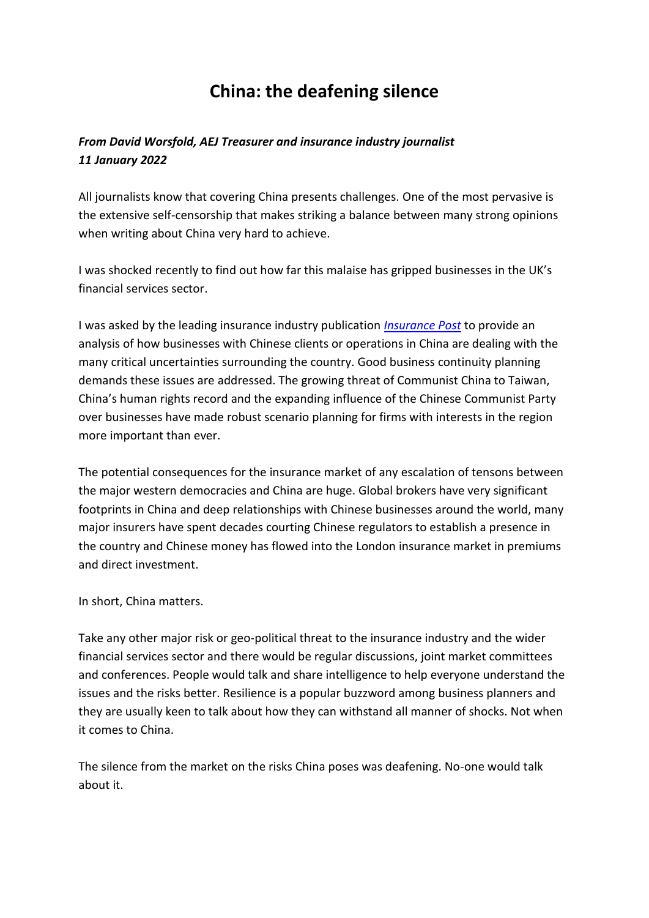# China: the deafening silence

***From David Worsfold, AEJ Treasurer and insurance industry journalist***
***11 January 2022***

All journalists know that covering China presents challenges. One of the most pervasive is the extensive self-censorship that makes striking a balance between many strong opinions when writing about China very hard to achieve.

I was shocked recently to find out how far this malaise has gripped businesses in the UK's financial services sector.

I was asked by the leading insurance industry publication *Insurance Post* to provide an analysis of how businesses with Chinese clients or operations in China are dealing with the many critical uncertainties surrounding the country. Good business continuity planning demands these issues are addressed. The growing threat of Communist China to Taiwan, China's human rights record and the expanding influence of the Chinese Communist Party over businesses have made robust scenario planning for firms with interests in the region more important than ever.

The potential consequences for the insurance market of any escalation of tensons between the major western democracies and China are huge. Global brokers have very significant footprints in China and deep relationships with Chinese businesses around the world, many major insurers have spent decades courting Chinese regulators to establish a presence in the country and Chinese money has flowed into the London insurance market in premiums and direct investment.

In short, China matters.

Take any other major risk or geo-political threat to the insurance industry and the wider financial services sector and there would be regular discussions, joint market committees and conferences. People would talk and share intelligence to help everyone understand the issues and the risks better. Resilience is a popular buzzword among business planners and they are usually keen to talk about how they can withstand all manner of shocks. Not when it comes to China.

The silence from the market on the risks China poses was deafening. No-one would talk about it.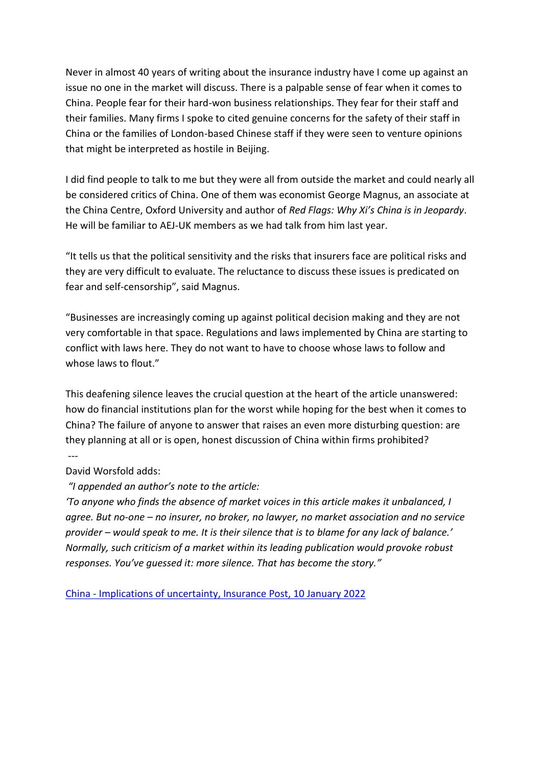Never in almost 40 years of writing about the insurance industry have I come up against an issue no one in the market will discuss. There is a palpable sense of fear when it comes to China. People fear for their hard-won business relationships. They fear for their staff and their families. Many firms I spoke to cited genuine concerns for the safety of their staff in China or the families of London-based Chinese staff if they were seen to venture opinions that might be interpreted as hostile in Beijing.

I did find people to talk to me but they were all from outside the market and could nearly all be considered critics of China. One of them was economist George Magnus, an associate at the China Centre, Oxford University and author of *Red Flags: Why Xi's China is in Jeopardy*. He will be familiar to AEJ-UK members as we had talk from him last year.

"It tells us that the political sensitivity and the risks that insurers face are political risks and they are very difficult to evaluate. The reluctance to discuss these issues is predicated on fear and self-censorship", said Magnus.

"Businesses are increasingly coming up against political decision making and they are not very comfortable in that space. Regulations and laws implemented by China are starting to conflict with laws here. They do not want to have to choose whose laws to follow and whose laws to flout."

This deafening silence leaves the crucial question at the heart of the article unanswered: how do financial institutions plan for the worst while hoping for the best when it comes to China? The failure of anyone to answer that raises an even more disturbing question: are they planning at all or is open, honest discussion of China within firms prohibited?

---

David Worsfold adds:

*"I appended an author's note to the article:*

*'To anyone who finds the absence of market voices in this article makes it unbalanced, I agree. But no-one – no insurer, no broker, no lawyer, no market association and no service provider – would speak to me. It is their silence that is to blame for any lack of balance.' Normally, such criticism of a market within its leading publication would provoke robust responses. You've guessed it: more silence. That has become the story."*

[China - Implications of uncertainty, Insurance Post, 10 January 2022]